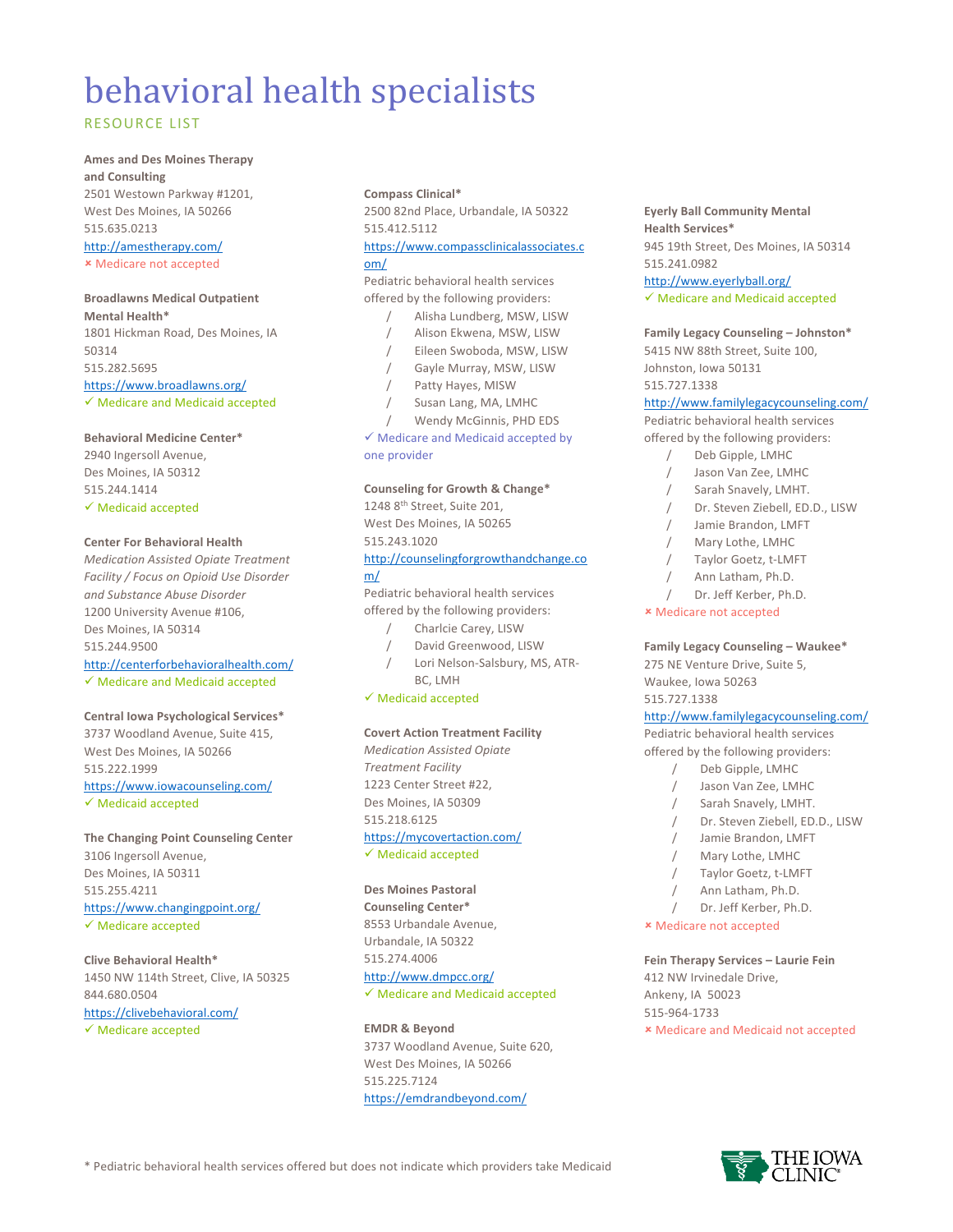# behavioral health specialists

RESOURCE LIST

**Ames and Des Moines Therapy and Consulting**
2501 Westown Parkway #1201,
West Des Moines, IA 50266
515.635.0213
http://amestherapy.com/
× Medicare not accepted

**Broadlawns Medical Outpatient Mental Health***
1801 Hickman Road, Des Moines, IA 50314
515.282.5695
https://www.broadlawns.org/
✓ Medicare and Medicaid accepted

**Behavioral Medicine Center***
2940 Ingersoll Avenue,
Des Moines, IA 50312
515.244.1414
✓ Medicaid accepted

**Center For Behavioral Health**
*Medication Assisted Opiate Treatment Facility / Focus on Opioid Use Disorder and Substance Abuse Disorder*
1200 University Avenue #106,
Des Moines, IA 50314
515.244.9500
http://centerforbehavioralhealth.com/
✓ Medicare and Medicaid accepted

**Central Iowa Psychological Services***
3737 Woodland Avenue, Suite 415,
West Des Moines, IA 50266
515.222.1999
https://www.iowacounseling.com/
✓ Medicaid accepted

**The Changing Point Counseling Center**
3106 Ingersoll Avenue,
Des Moines, IA 50311
515.255.4211
https://www.changingpoint.org/
✓ Medicare accepted

**Clive Behavioral Health***
1450 NW 114th Street, Clive, IA 50325
844.680.0504
https://clivebehavioral.com/
✓ Medicare accepted

**Compass Clinical***
2500 82nd Place, Urbandale, IA 50322
515.412.5112
https://www.compassclinicalassociates.com/
Pediatric behavioral health services offered by the following providers:

- Alisha Lundberg, MSW, LISW
- Alison Ekwena, MSW, LISW
- Eileen Swoboda, MSW, LISW
- Gayle Murray, MSW, LISW
- Patty Hayes, MISW
- Susan Lang, MA, LMHC
- Wendy McGinnis, PHD EDS

✓ Medicare and Medicaid accepted by one provider

**Counseling for Growth & Change***
1248 8th Street, Suite 201,
West Des Moines, IA 50265
515.243.1020
http://counselingforgrowthandchange.com/
Pediatric behavioral health services offered by the following providers:

- Charlcie Carey, LISW
- David Greenwood, LISW
- Lori Nelson-Salsbury, MS, ATR-BC, LMH

✓ Medicaid accepted

**Covert Action Treatment Facility**
*Medication Assisted Opiate Treatment Facility*
1223 Center Street #22,
Des Moines, IA 50309
515.218.6125
https://mycovertaction.com/
✓ Medicaid accepted

**Des Moines Pastoral Counseling Center***
8553 Urbandale Avenue,
Urbandale, IA 50322
515.274.4006
http://www.dmpcc.org/
✓ Medicare and Medicaid accepted

**EMDR & Beyond**
3737 Woodland Avenue, Suite 620,
West Des Moines, IA 50266
515.225.7124
https://emdrandbeyond.com/

**Eyerly Ball Community Mental Health Services***
945 19th Street, Des Moines, IA 50314
515.241.0982
http://www.eyerlyball.org/
✓ Medicare and Medicaid accepted

**Family Legacy Counseling – Johnston***
5415 NW 88th Street, Suite 100,
Johnston, Iowa 50131
515.727.1338
http://www.familylegacycounseling.com/
Pediatric behavioral health services offered by the following providers:

- Deb Gipple, LMHC
- Jason Van Zee, LMHC
- Sarah Snavely, LMHT.
- Dr. Steven Ziebell, ED.D., LISW
- Jamie Brandon, LMFT
- Mary Lothe, LMHC
- Taylor Goetz, t-LMFT
- Ann Latham, Ph.D.
- Dr. Jeff Kerber, Ph.D.

× Medicare not accepted

**Family Legacy Counseling – Waukee***
275 NE Venture Drive, Suite 5,
Waukee, Iowa 50263
515.727.1338
http://www.familylegacycounseling.com/
Pediatric behavioral health services offered by the following providers:

- Deb Gipple, LMHC
- Jason Van Zee, LMHC
- Sarah Snavely, LMHT.
- Dr. Steven Ziebell, ED.D., LISW
- Jamie Brandon, LMFT
- Mary Lothe, LMHC
- Taylor Goetz, t-LMFT
- Ann Latham, Ph.D.
- Dr. Jeff Kerber, Ph.D.

× Medicare not accepted

**Fein Therapy Services – Laurie Fein**
412 NW Irvinedale Drive,
Ankeny, IA 50023
515-964-1733
× Medicare and Medicaid not accepted

* Pediatric behavioral health services offered but does not indicate which providers take Medicaid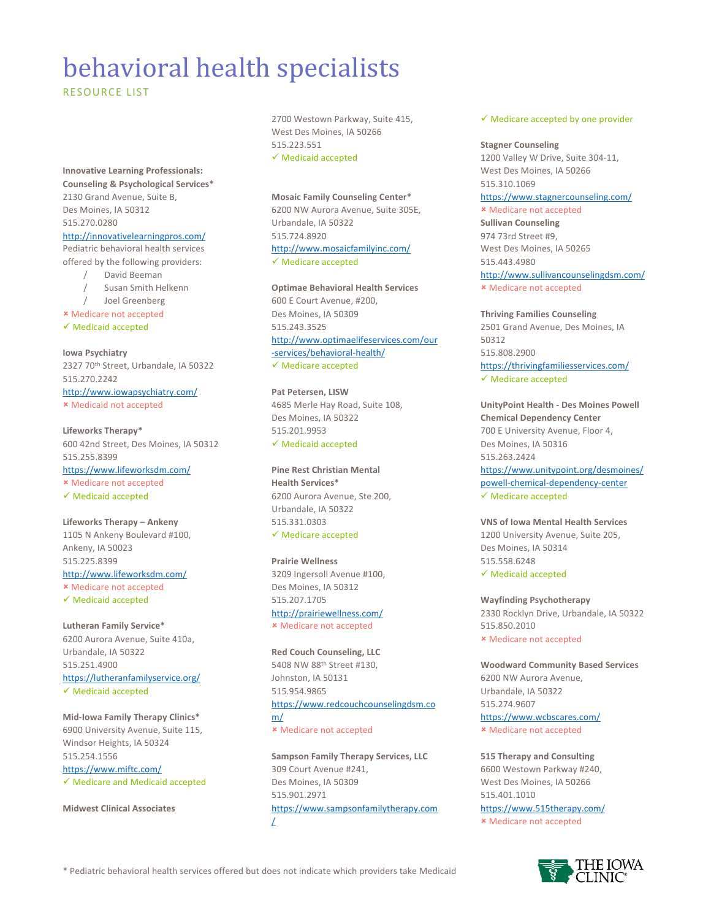# behavioral health specialists

RESOURCE LIST

**Innovative Learning Professionals: Counseling & Psychological Services***
2130 Grand Avenue, Suite B,
Des Moines, IA 50312
515.270.0280
http://innovativelearningpros.com/
Pediatric behavioral health services offered by the following providers:

- David Beeman
- Susan Smith Helkenn
- Joel Greenberg

× Medicare not accepted
✓ Medicaid accepted

**Iowa Psychiatry**
2327 70th Street, Urbandale, IA 50322
515.270.2242
http://www.iowapsychiatry.com/
× Medicaid not accepted

**Lifeworks Therapy***
600 42nd Street, Des Moines, IA 50312
515.255.8399
https://www.lifeworksdm.com/
× Medicare not accepted
✓ Medicaid accepted

**Lifeworks Therapy – Ankeny**
1105 N Ankeny Boulevard #100,
Ankeny, IA 50023
515.225.8399
http://www.lifeworksdm.com/
× Medicare not accepted
✓ Medicaid accepted

**Lutheran Family Service***
6200 Aurora Avenue, Suite 410a,
Urbandale, IA 50322
515.251.4900
https://lutheranfamilyservice.org/
✓ Medicaid accepted

**Mid-Iowa Family Therapy Clinics***
6900 University Avenue, Suite 115,
Windsor Heights, IA 50324
515.254.1556
https://www.miftc.com/
✓ Medicare and Medicaid accepted

**Midwest Clinical Associates**
2700 Westown Parkway, Suite 415,
West Des Moines, IA 50266
515.223.551
✓ Medicaid accepted

**Mosaic Family Counseling Center***
6200 NW Aurora Avenue, Suite 305E,
Urbandale, IA 50322
515.724.8920
http://www.mosaicfamilyinc.com/
✓ Medicare accepted

**Optimae Behavioral Health Services**
600 E Court Avenue, #200,
Des Moines, IA 50309
515.243.3525
http://www.optimaelifeservices.com/our-services/behavioral-health/
✓ Medicare accepted

**Pat Petersen, LISW**
4685 Merle Hay Road, Suite 108,
Des Moines, IA 50322
515.201.9953
✓ Medicaid accepted

**Pine Rest Christian Mental Health Services***
6200 Aurora Avenue, Ste 200,
Urbandale, IA 50322
515.331.0303
✓ Medicare accepted

**Prairie Wellness**
3209 Ingersoll Avenue #100,
Des Moines, IA 50312
515.207.1705
http://prairiewellness.com/
× Medicare not accepted

**Red Couch Counseling, LLC**
5408 NW 88th Street #130,
Johnston, IA 50131
515.954.9865
https://www.redcouchcounselingdsm.com/
× Medicare not accepted

**Sampson Family Therapy Services, LLC**
309 Court Avenue #241,
Des Moines, IA 50309
515.901.2971
https://www.sampsonfamilytherapy.com/
✓ Medicare accepted by one provider

**Stagner Counseling**
1200 Valley W Drive, Suite 304-11,
West Des Moines, IA 50266
515.310.1069
https://www.stagnercounseling.com/
× Medicare not accepted

**Sullivan Counseling**
974 73rd Street #9,
West Des Moines, IA 50265
515.443.4980
http://www.sullivancounselingdsm.com/
× Medicare not accepted

**Thriving Families Counseling**
2501 Grand Avenue, Des Moines, IA 50312
515.808.2900
https://thrivingfamiliesservices.com/
✓ Medicare accepted

**UnityPoint Health - Des Moines Powell Chemical Dependency Center**
700 E University Avenue, Floor 4,
Des Moines, IA 50316
515.263.2424
https://www.unitypoint.org/desmoines/powell-chemical-dependency-center
✓ Medicare accepted

**VNS of Iowa Mental Health Services**
1200 University Avenue, Suite 205,
Des Moines, IA 50314
515.558.6248
✓ Medicaid accepted

**Wayfinding Psychotherapy**
2330 Rocklyn Drive, Urbandale, IA 50322
515.850.2010
× Medicare not accepted

**Woodward Community Based Services**
6200 NW Aurora Avenue,
Urbandale, IA 50322
515.274.9607
https://www.wcbscares.com/
× Medicare not accepted

**515 Therapy and Consulting**
6600 Westown Parkway #240,
West Des Moines, IA 50266
515.401.1010
https://www.515therapy.com/
× Medicare not accepted

* Pediatric behavioral health services offered but does not indicate which providers take Medicaid

THE IOWA CLINIC®